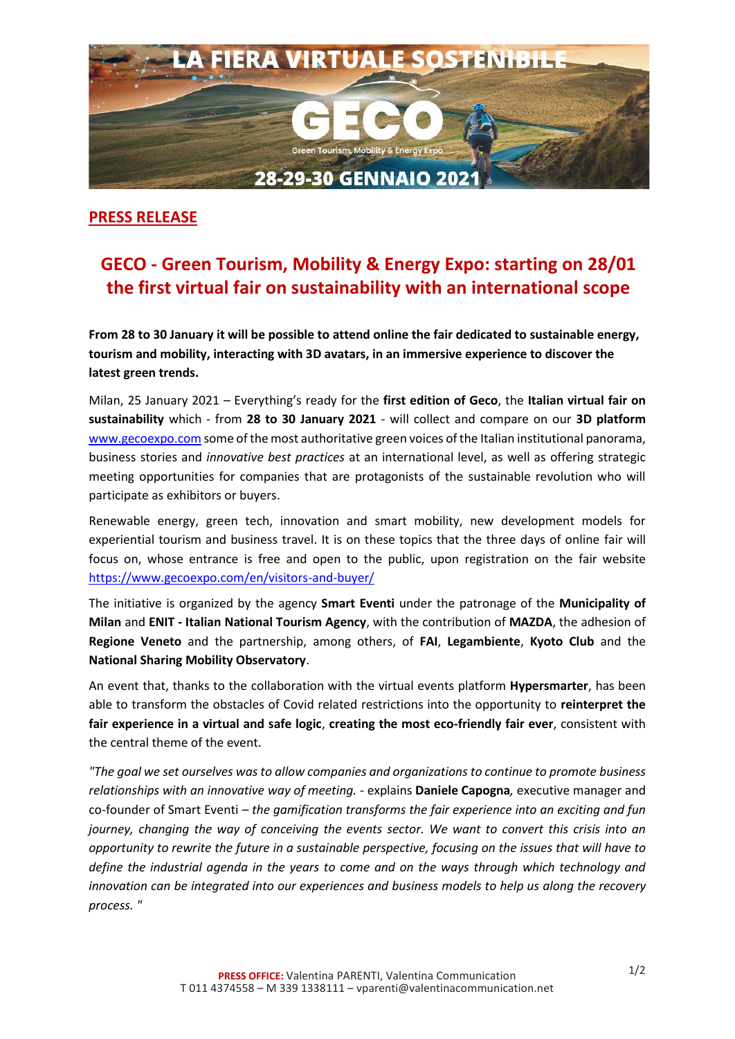**PRESS RELEASE**

# GECO - Green Tourism, Mobility & Energy Expo: starting on 28/01 the first virtual fair on sustainability with an international scope

**From 28 to 30 January it will be possible to attend online the fair dedicated to sustainable energy, tourism and mobility, interacting with 3D avatars, in an immersive experience to discover the latest green trends.**

Milan, 25 January 2021 – Everything's ready for the **first edition of Geco**, the **Italian virtual fair on sustainability** which - from **28 to 30 January 2021** - will collect and compare on our **3D platform** www.gecoexpo.com some of the most authoritative green voices of the Italian institutional panorama, business stories and *innovative best practices* at an international level, as well as offering strategic meeting opportunities for companies that are protagonists of the sustainable revolution who will participate as exhibitors or buyers.

Renewable energy, green tech, innovation and smart mobility, new development models for experiential tourism and business travel. It is on these topics that the three days of online fair will focus on, whose entrance is free and open to the public, upon registration on the fair website https://www.gecoexpo.com/en/visitors-and-buyer/

The initiative is organized by the agency **Smart Eventi** under the patronage of the **Municipality of Milan** and **ENIT - Italian National Tourism Agency**, with the contribution of **MAZDA**, the adhesion of **Regione Veneto** and the partnership, among others, of **FAI**, **Legambiente**, **Kyoto Club** and the **National Sharing Mobility Observatory**.

An event that, thanks to the collaboration with the virtual events platform **Hypersmarter**, has been able to transform the obstacles of Covid related restrictions into the opportunity to **reinterpret the fair experience in a virtual and safe logic**, **creating the most eco-friendly fair ever**, consistent with the central theme of the event.

*"The goal we set ourselves was to allow companies and organizations to continue to promote business relationships with an innovative way of meeting.* - explains **Daniele Capogna***,* executive manager and co-founder of Smart Eventi – *the gamification transforms the fair experience into an exciting and fun journey, changing the way of conceiving the events sector. We want to convert this crisis into an opportunity to rewrite the future in a sustainable perspective, focusing on the issues that will have to define the industrial agenda in the years to come and on the ways through which technology and innovation can be integrated into our experiences and business models to help us along the recovery process. "*

**PRESS OFFICE:** Valentina PARENTI, Valentina Communication
T 011 4374558 – M 339 1338111 – vparenti@valentinacommunication.net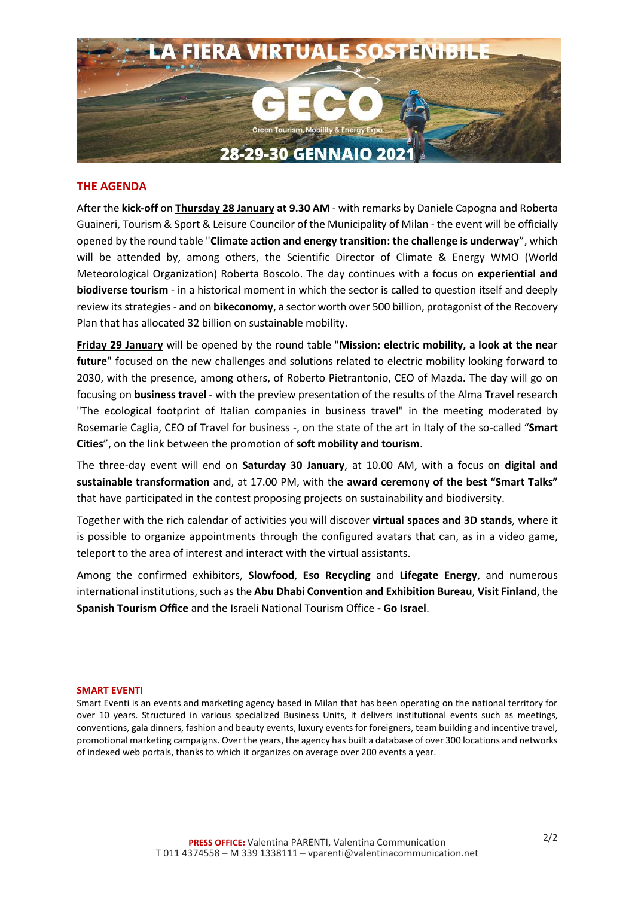# LA FIERA VIRTUALE SOSTENIBILE

# GECO

Green Tourism, Mobility & Energy Expo

**28-29-30 GENNAIO 2021**

## THE AGENDA

After the **kick-off** on **Thursday 28 January at 9.30 AM** - with remarks by Daniele Capogna and Roberta Guaineri, Tourism & Sport & Leisure Councilor of the Municipality of Milan - the event will be officially opened by the round table "**Climate action and energy transition: the challenge is underway**", which will be attended by, among others, the Scientific Director of Climate & Energy WMO (World Meteorological Organization) Roberta Boscolo. The day continues with a focus on **experiential and biodiverse tourism** - in a historical moment in which the sector is called to question itself and deeply review its strategies - and on **bikeconomy**, a sector worth over 500 billion, protagonist of the Recovery Plan that has allocated 32 billion on sustainable mobility.

**Friday 29 January** will be opened by the round table "**Mission: electric mobility, a look at the near future**" focused on the new challenges and solutions related to electric mobility looking forward to 2030, with the presence, among others, of Roberto Pietrantonio, CEO of Mazda. The day will go on focusing on **business travel** - with the preview presentation of the results of the Alma Travel research "The ecological footprint of Italian companies in business travel" in the meeting moderated by Rosemarie Caglia, CEO of Travel for business -, on the state of the art in Italy of the so-called "**Smart Cities**", on the link between the promotion of **soft mobility and tourism**.

The three-day event will end on **Saturday 30 January**, at 10.00 AM, with a focus on **digital and sustainable transformation** and, at 17.00 PM, with the **award ceremony of the best "Smart Talks"** that have participated in the contest proposing projects on sustainability and biodiversity.

Together with the rich calendar of activities you will discover **virtual spaces and 3D stands**, where it is possible to organize appointments through the configured avatars that can, as in a video game, teleport to the area of interest and interact with the virtual assistants.

Among the confirmed exhibitors, **Slowfood**, **Eso Recycling** and **Lifegate Energy**, and numerous international institutions, such as the **Abu Dhabi Convention and Exhibition Bureau**, **Visit Finland**, the **Spanish Tourism Office** and the Israeli National Tourism Office **- Go Israel**.

---

**SMART EVENTI**

Smart Eventi is an events and marketing agency based in Milan that has been operating on the national territory for over 10 years. Structured in various specialized Business Units, it delivers institutional events such as meetings, conventions, gala dinners, fashion and beauty events, luxury events for foreigners, team building and incentive travel, promotional marketing campaigns. Over the years, the agency has built a database of over 300 locations and networks of indexed web portals, thanks to which it organizes on average over 200 events a year.

**PRESS OFFICE:** Valentina PARENTI, Valentina Communication
T 011 4374558 – M 339 1338111 – vparenti@valentinacommunication.net